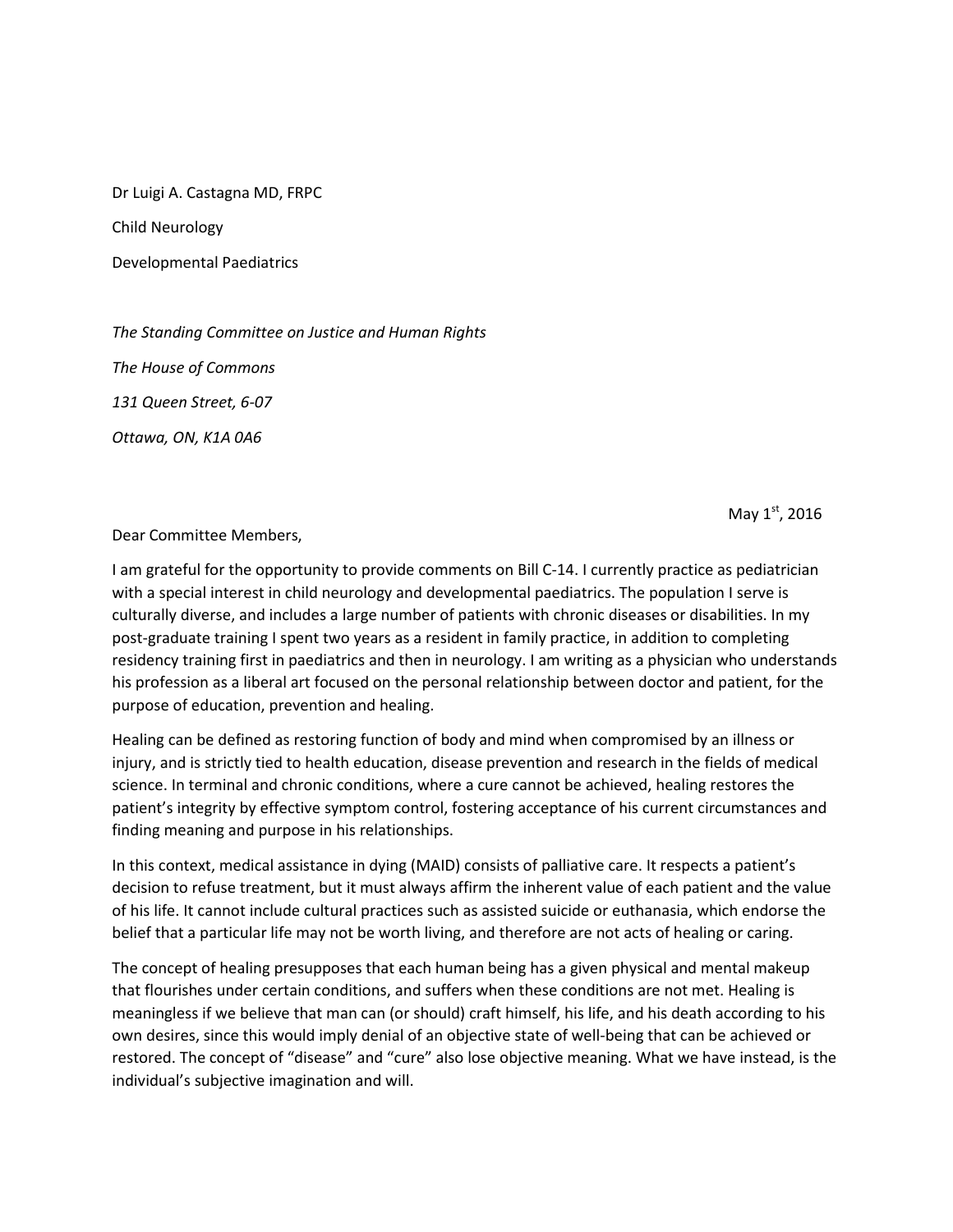Dr Luigi A. Castagna MD, FRPC

Child Neurology

Developmental Paediatrics

*The Standing Committee on Justice and Human Rights*

*The House of Commons*

*131 Queen Street, 6-07*

*Ottawa, ON, K1A 0A6*

May 1st, 2016

Dear Committee Members,

I am grateful for the opportunity to provide comments on Bill C-14. I currently practice as pediatrician with a special interest in child neurology and developmental paediatrics. The population I serve is culturally diverse, and includes a large number of patients with chronic diseases or disabilities. In my post-graduate training I spent two years as a resident in family practice, in addition to completing residency training first in paediatrics and then in neurology. I am writing as a physician who understands his profession as a liberal art focused on the personal relationship between doctor and patient, for the purpose of education, prevention and healing.

Healing can be defined as restoring function of body and mind when compromised by an illness or injury, and is strictly tied to health education, disease prevention and research in the fields of medical science. In terminal and chronic conditions, where a cure cannot be achieved, healing restores the patient's integrity by effective symptom control, fostering acceptance of his current circumstances and finding meaning and purpose in his relationships.

In this context, medical assistance in dying (MAID) consists of palliative care. It respects a patient's decision to refuse treatment, but it must always affirm the inherent value of each patient and the value of his life. It cannot include cultural practices such as assisted suicide or euthanasia, which endorse the belief that a particular life may not be worth living, and therefore are not acts of healing or caring.

The concept of healing presupposes that each human being has a given physical and mental makeup that flourishes under certain conditions, and suffers when these conditions are not met. Healing is meaningless if we believe that man can (or should) craft himself, his life, and his death according to his own desires, since this would imply denial of an objective state of well-being that can be achieved or restored. The concept of "disease" and "cure" also lose objective meaning. What we have instead, is the individual's subjective imagination and will.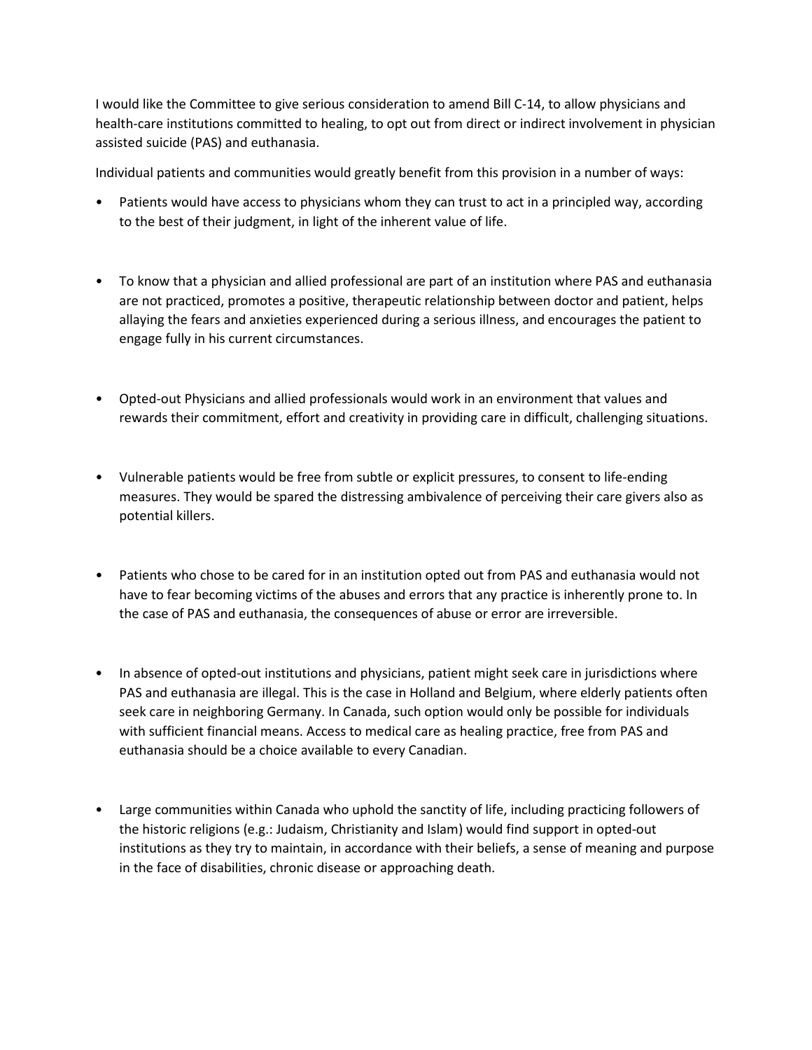I would like the Committee to give serious consideration to amend Bill C-14, to allow physicians and health-care institutions committed to healing, to opt out from direct or indirect involvement in physician assisted suicide (PAS) and euthanasia.

Individual patients and communities would greatly benefit from this provision in a number of ways:

- Patients would have access to physicians whom they can trust to act in a principled way, according to the best of their judgment, in light of the inherent value of life.

- To know that a physician and allied professional are part of an institution where PAS and euthanasia are not practiced, promotes a positive, therapeutic relationship between doctor and patient, helps allaying the fears and anxieties experienced during a serious illness, and encourages the patient to engage fully in his current circumstances.

- Opted-out Physicians and allied professionals would work in an environment that values and rewards their commitment, effort and creativity in providing care in difficult, challenging situations.

- Vulnerable patients would be free from subtle or explicit pressures, to consent to life-ending measures. They would be spared the distressing ambivalence of perceiving their care givers also as potential killers.

- Patients who chose to be cared for in an institution opted out from PAS and euthanasia would not have to fear becoming victims of the abuses and errors that any practice is inherently prone to. In the case of PAS and euthanasia, the consequences of abuse or error are irreversible.

- In absence of opted-out institutions and physicians, patient might seek care in jurisdictions where PAS and euthanasia are illegal. This is the case in Holland and Belgium, where elderly patients often seek care in neighboring Germany. In Canada, such option would only be possible for individuals with sufficient financial means. Access to medical care as healing practice, free from PAS and euthanasia should be a choice available to every Canadian.

- Large communities within Canada who uphold the sanctity of life, including practicing followers of the historic religions (e.g.: Judaism, Christianity and Islam) would find support in opted-out institutions as they try to maintain, in accordance with their beliefs, a sense of meaning and purpose in the face of disabilities, chronic disease or approaching death.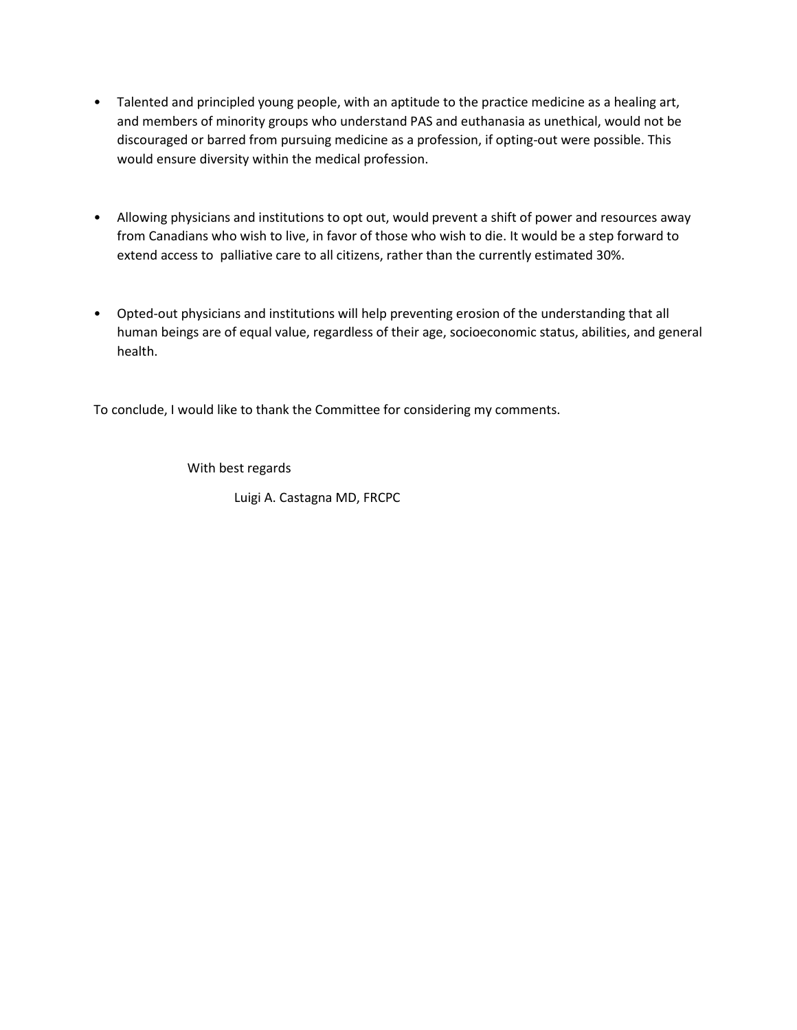- Talented and principled young people, with an aptitude to the practice medicine as a healing art, and members of minority groups who understand PAS and euthanasia as unethical, would not be discouraged or barred from pursuing medicine as a profession, if opting-out were possible. This would ensure diversity within the medical profession.

- Allowing physicians and institutions to opt out, would prevent a shift of power and resources away from Canadians who wish to live, in favor of those who wish to die. It would be a step forward to extend access to palliative care to all citizens, rather than the currently estimated 30%.

- Opted-out physicians and institutions will help preventing erosion of the understanding that all human beings are of equal value, regardless of their age, socioeconomic status, abilities, and general health.

To conclude, I would like to thank the Committee for considering my comments.

With best regards

Luigi A. Castagna MD, FRCPC